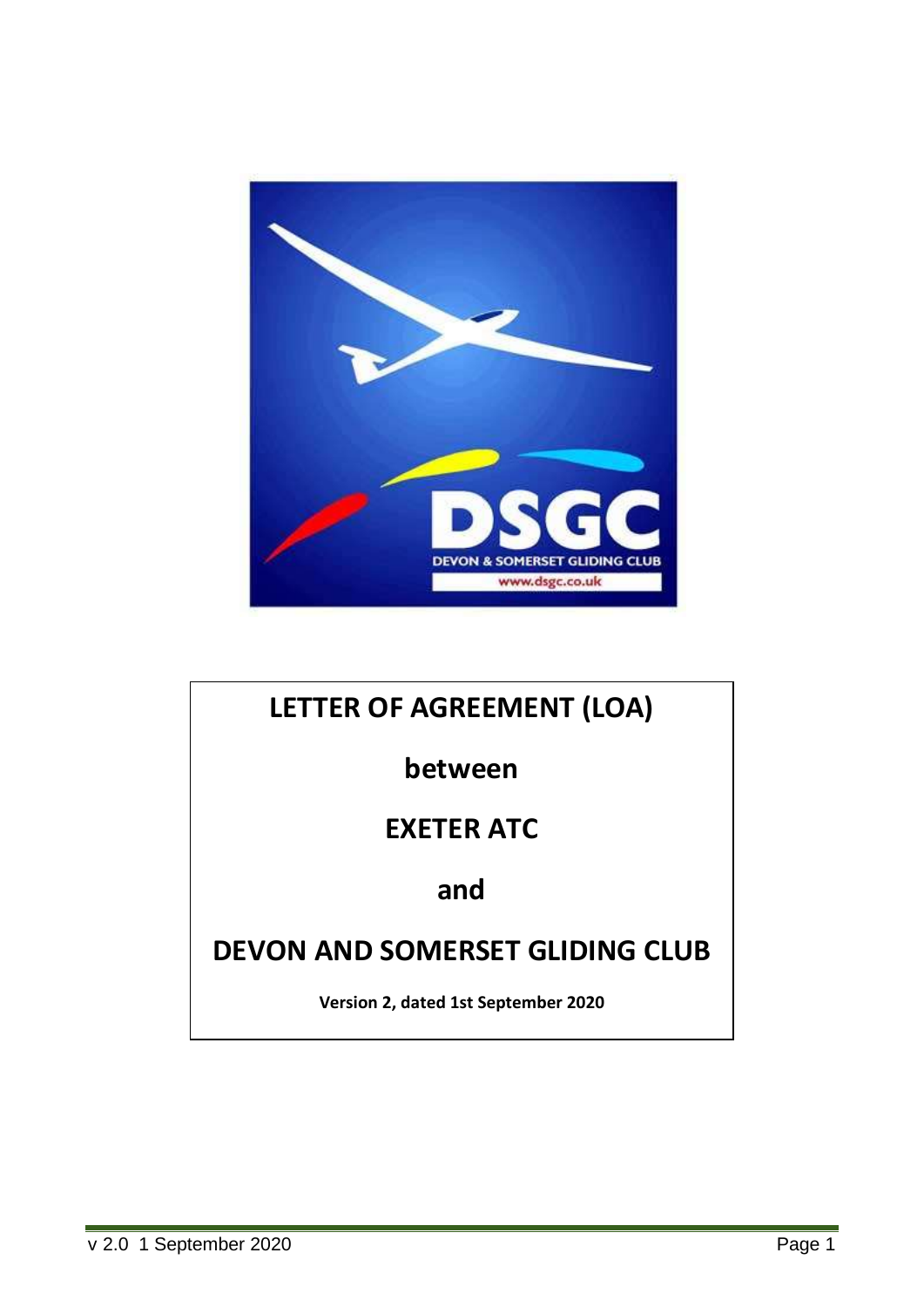# LETTER OF AGREEMENT (LOA)

**between**

**EXETER ATC**

**and**

**DEVON AND SOMERSET GLIDING CLUB**

**Version 2, dated 1st September 2020**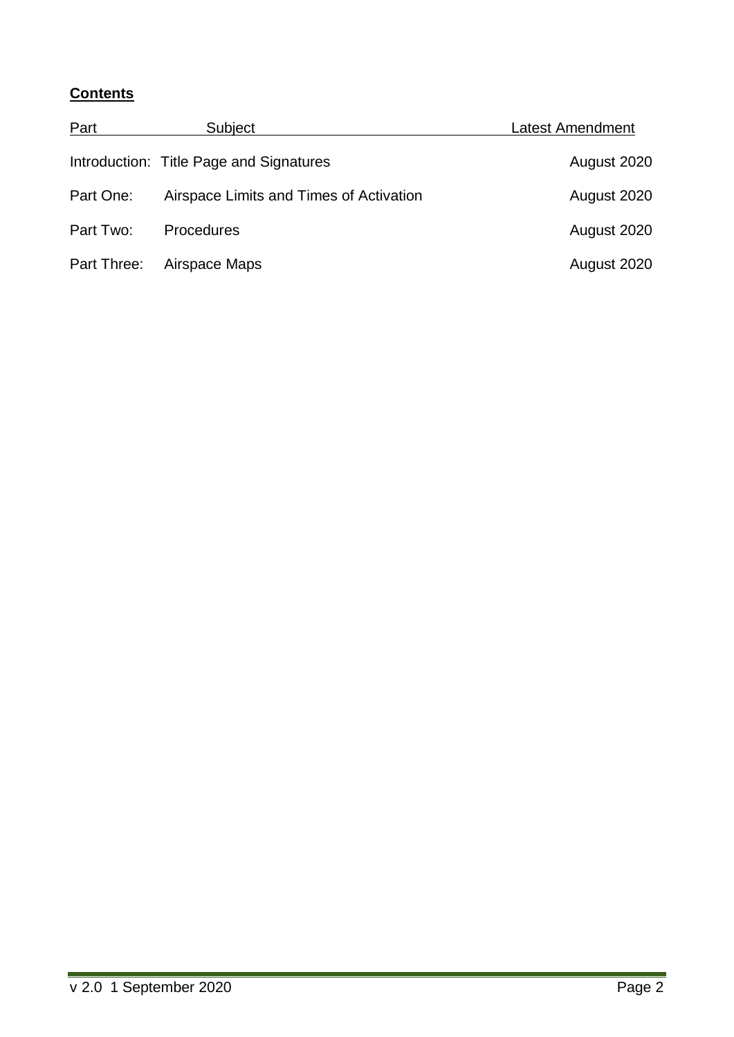**Contents**

| Part | Subject | Latest Amendment |
| --- | --- | --- |
| Introduction: | Title Page and Signatures | August 2020 |
| Part One: | Airspace Limits and Times of Activation | August 2020 |
| Part Two: | Procedures | August 2020 |
| Part Three: | Airspace Maps | August 2020 |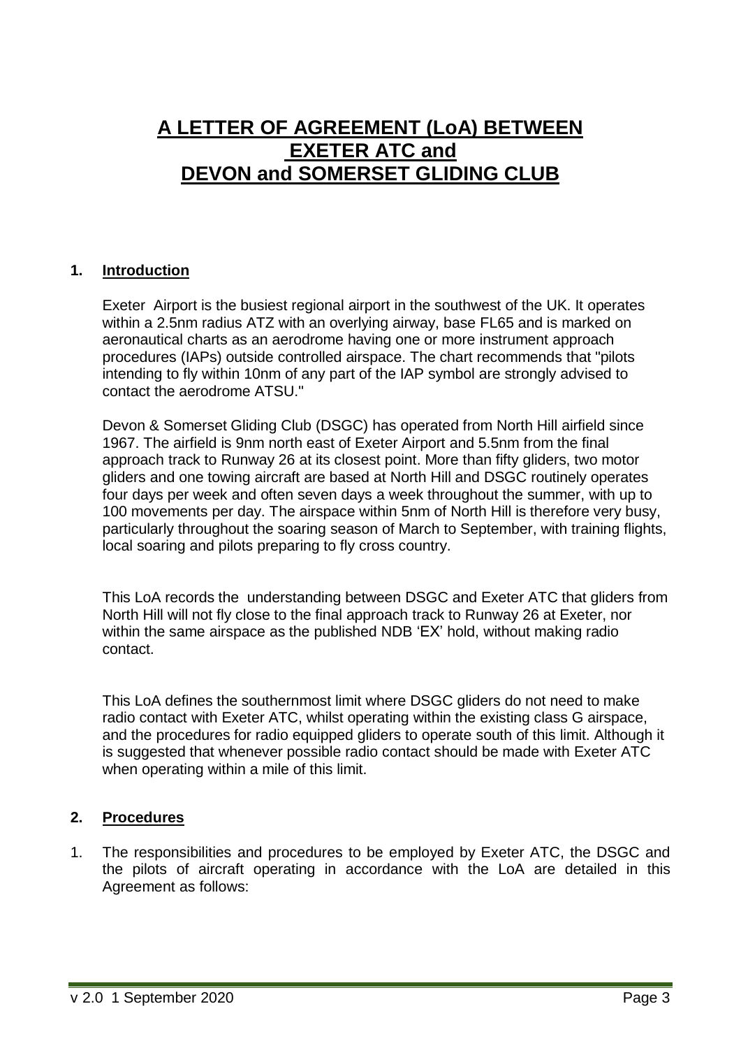# A LETTER OF AGREEMENT (LoA) BETWEEN EXETER ATC and DEVON and SOMERSET GLIDING CLUB

## 1. Introduction

Exeter Airport is the busiest regional airport in the southwest of the UK. It operates within a 2.5nm radius ATZ with an overlying airway, base FL65 and is marked on aeronautical charts as an aerodrome having one or more instrument approach procedures (IAPs) outside controlled airspace. The chart recommends that "pilots intending to fly within 10nm of any part of the IAP symbol are strongly advised to contact the aerodrome ATSU."

Devon & Somerset Gliding Club (DSGC) has operated from North Hill airfield since 1967. The airfield is 9nm north east of Exeter Airport and 5.5nm from the final approach track to Runway 26 at its closest point. More than fifty gliders, two motor gliders and one towing aircraft are based at North Hill and DSGC routinely operates four days per week and often seven days a week throughout the summer, with up to 100 movements per day. The airspace within 5nm of North Hill is therefore very busy, particularly throughout the soaring season of March to September, with training flights, local soaring and pilots preparing to fly cross country.

This LoA records the understanding between DSGC and Exeter ATC that gliders from North Hill will not fly close to the final approach track to Runway 26 at Exeter, nor within the same airspace as the published NDB 'EX' hold, without making radio contact.

This LoA defines the southernmost limit where DSGC gliders do not need to make radio contact with Exeter ATC, whilst operating within the existing class G airspace, and the procedures for radio equipped gliders to operate south of this limit. Although it is suggested that whenever possible radio contact should be made with Exeter ATC when operating within a mile of this limit.

## 2. Procedures

1. The responsibilities and procedures to be employed by Exeter ATC, the DSGC and the pilots of aircraft operating in accordance with the LoA are detailed in this Agreement as follows: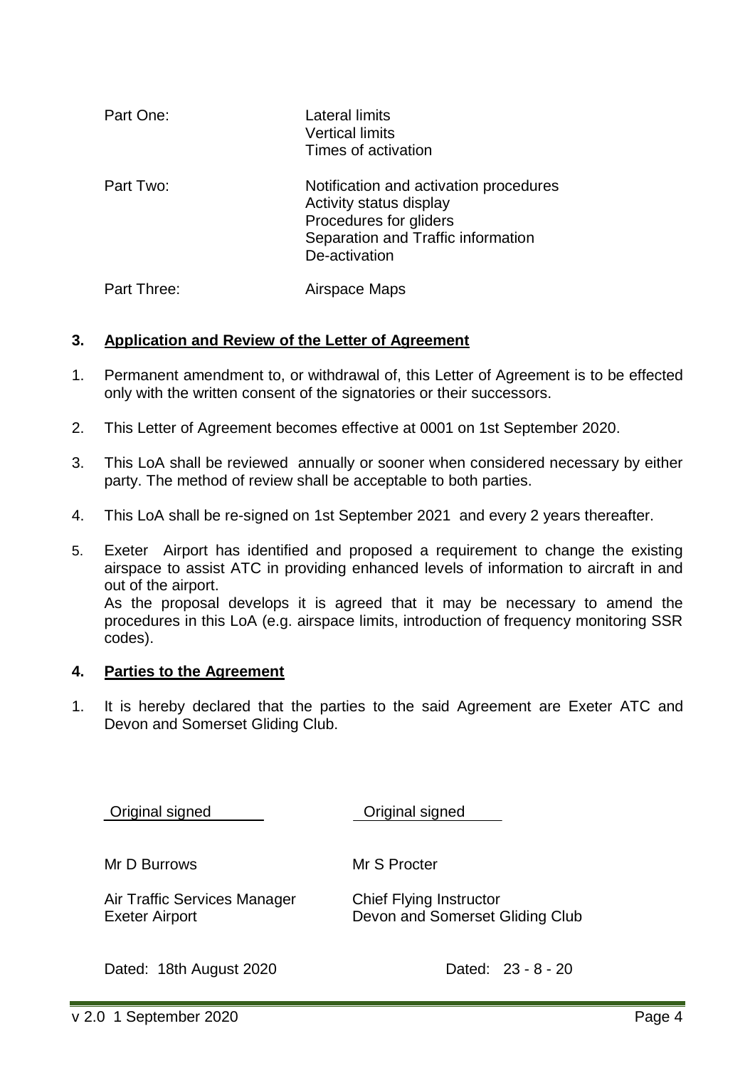| | |
|---|---|
| Part One: | Lateral limits<br>Vertical limits<br>Times of activation |
| Part Two: | Notification and activation procedures<br>Activity status display<br>Procedures for gliders<br>Separation and Traffic information<br>De-activation |
| Part Three: | Airspace Maps |

## 3. Application and Review of the Letter of Agreement

1. Permanent amendment to, or withdrawal of, this Letter of Agreement is to be effected only with the written consent of the signatories or their successors.

2. This Letter of Agreement becomes effective at 0001 on 1st September 2020.

3. This LoA shall be reviewed annually or sooner when considered necessary by either party. The method of review shall be acceptable to both parties.

4. This LoA shall be re-signed on 1st September 2021 and every 2 years thereafter.

5. Exeter Airport has identified and proposed a requirement to change the existing airspace to assist ATC in providing enhanced levels of information to aircraft in and out of the airport.
   As the proposal develops it is agreed that it may be necessary to amend the procedures in this LoA (e.g. airspace limits, introduction of frequency monitoring SSR codes).

## 4. Parties to the Agreement

1. It is hereby declared that the parties to the said Agreement are Exeter ATC and Devon and Somerset Gliding Club.

| | |
|---|---|
| Original signed | Original signed |
| Mr D Burrows | Mr S Procter |
| Air Traffic Services Manager<br>Exeter Airport | Chief Flying Instructor<br>Devon and Somerset Gliding Club |
| Dated: 18th August 2020 | Dated: 23 - 8 - 20 |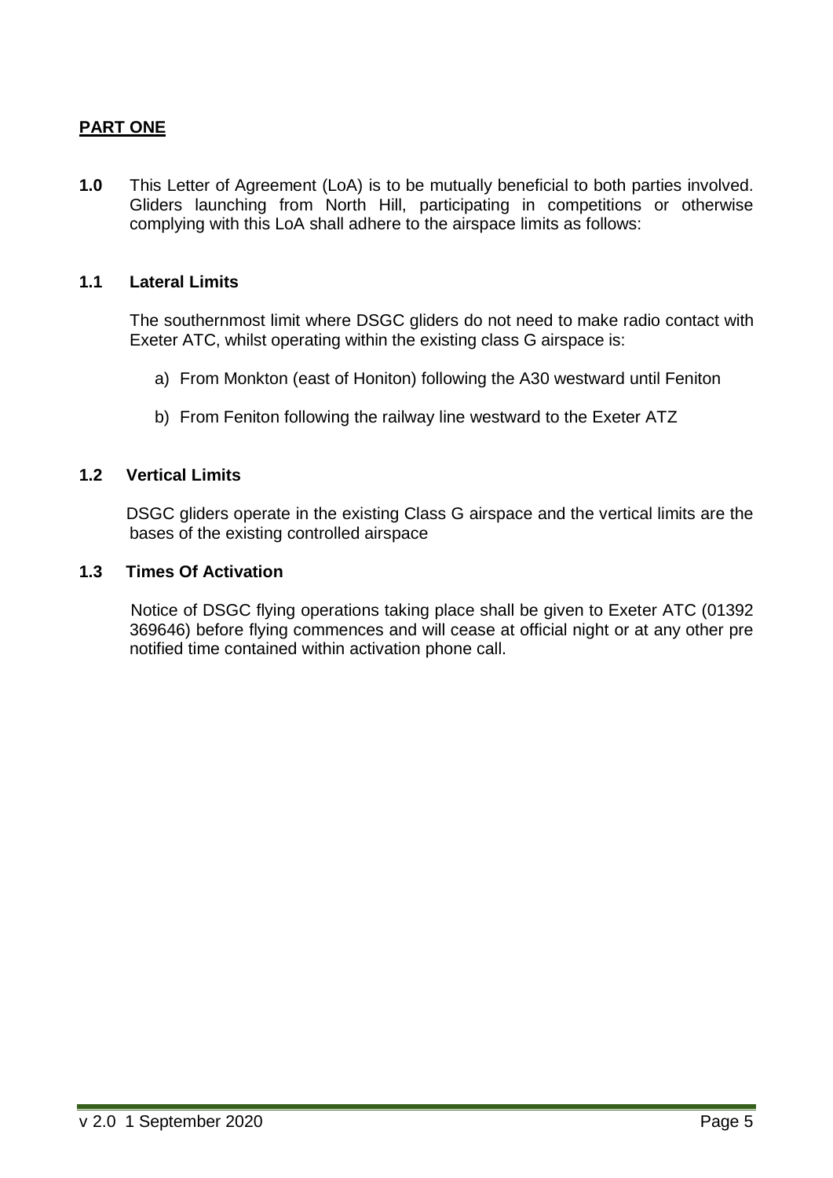**PART ONE**

**1.0** This Letter of Agreement (LoA) is to be mutually beneficial to both parties involved. Gliders launching from North Hill, participating in competitions or otherwise complying with this LoA shall adhere to the airspace limits as follows:

**1.1 Lateral Limits**

The southernmost limit where DSGC gliders do not need to make radio contact with Exeter ATC, whilst operating within the existing class G airspace is:

a) From Monkton (east of Honiton) following the A30 westward until Feniton

b) From Feniton following the railway line westward to the Exeter ATZ

**1.2 Vertical Limits**

DSGC gliders operate in the existing Class G airspace and the vertical limits are the bases of the existing controlled airspace

**1.3 Times Of Activation**

Notice of DSGC flying operations taking place shall be given to Exeter ATC (01392 369646) before flying commences and will cease at official night or at any other pre notified time contained within activation phone call.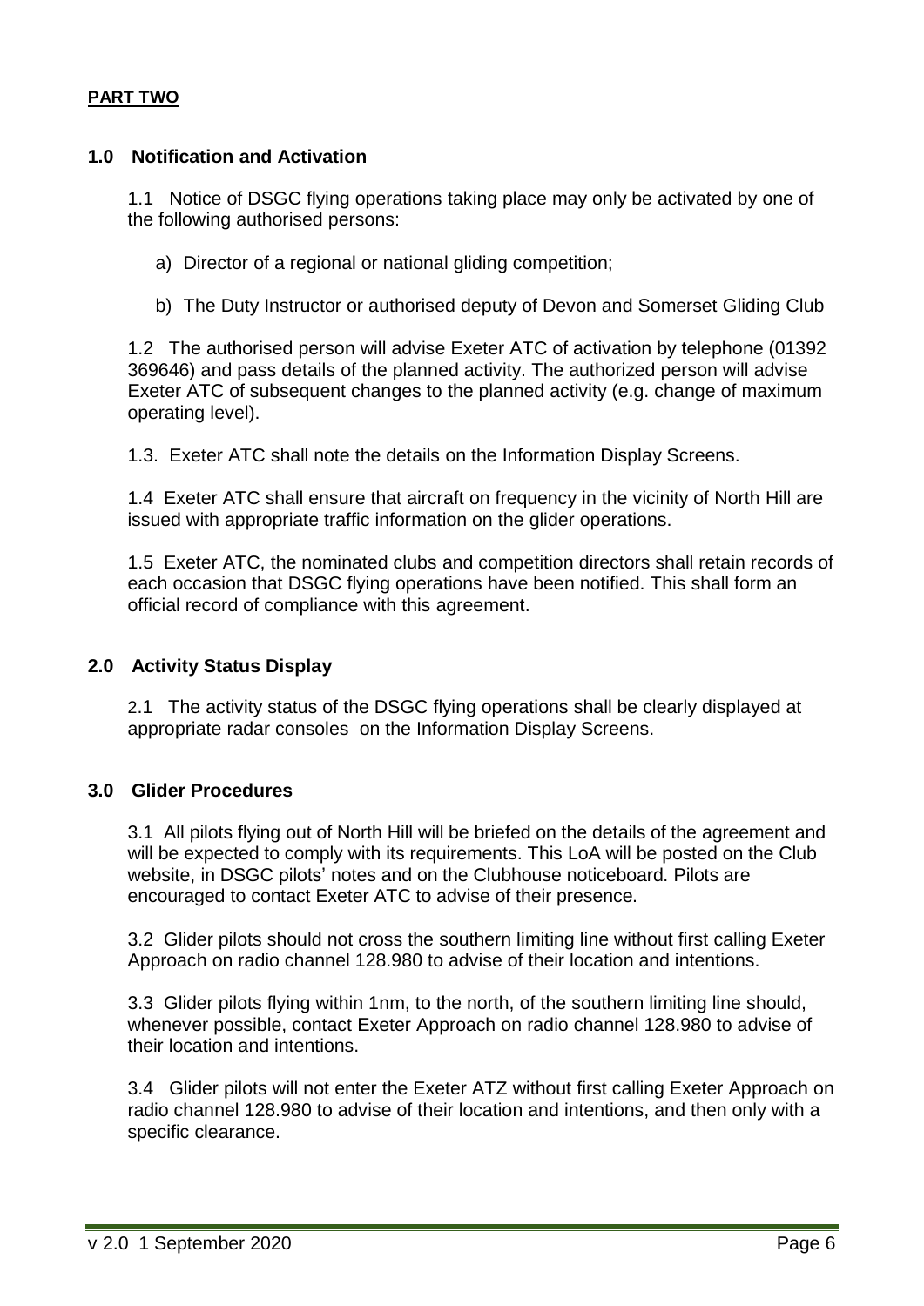**PART TWO**

### 1.0 Notification and Activation

1.1 Notice of DSGC flying operations taking place may only be activated by one of the following authorised persons:

a) Director of a regional or national gliding competition;

b) The Duty Instructor or authorised deputy of Devon and Somerset Gliding Club

1.2 The authorised person will advise Exeter ATC of activation by telephone (01392 369646) and pass details of the planned activity. The authorized person will advise Exeter ATC of subsequent changes to the planned activity (e.g. change of maximum operating level).

1.3. Exeter ATC shall note the details on the Information Display Screens.

1.4 Exeter ATC shall ensure that aircraft on frequency in the vicinity of North Hill are issued with appropriate traffic information on the glider operations.

1.5 Exeter ATC, the nominated clubs and competition directors shall retain records of each occasion that DSGC flying operations have been notified. This shall form an official record of compliance with this agreement.

### 2.0 Activity Status Display

2.1 The activity status of the DSGC flying operations shall be clearly displayed at appropriate radar consoles on the Information Display Screens.

### 3.0 Glider Procedures

3.1 All pilots flying out of North Hill will be briefed on the details of the agreement and will be expected to comply with its requirements. This LoA will be posted on the Club website, in DSGC pilots' notes and on the Clubhouse noticeboard. Pilots are encouraged to contact Exeter ATC to advise of their presence.

3.2 Glider pilots should not cross the southern limiting line without first calling Exeter Approach on radio channel 128.980 to advise of their location and intentions.

3.3 Glider pilots flying within 1nm, to the north, of the southern limiting line should, whenever possible, contact Exeter Approach on radio channel 128.980 to advise of their location and intentions.

3.4 Glider pilots will not enter the Exeter ATZ without first calling Exeter Approach on radio channel 128.980 to advise of their location and intentions, and then only with a specific clearance.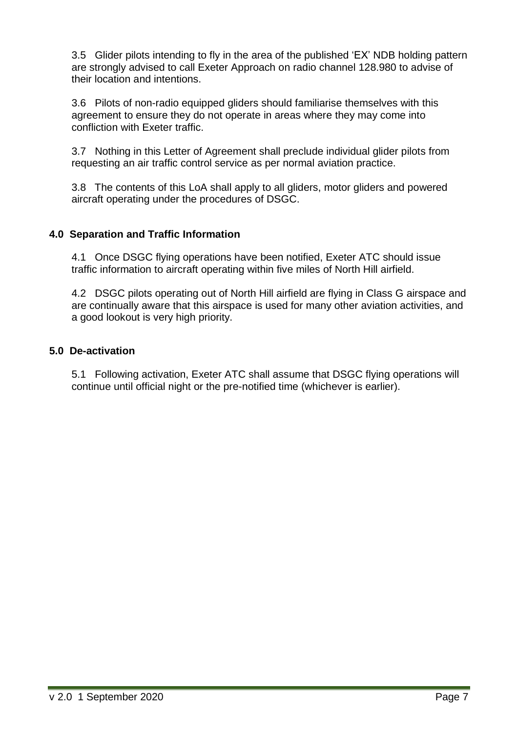3.5 Glider pilots intending to fly in the area of the published 'EX' NDB holding pattern are strongly advised to call Exeter Approach on radio channel 128.980 to advise of their location and intentions.

3.6 Pilots of non-radio equipped gliders should familiarise themselves with this agreement to ensure they do not operate in areas where they may come into confliction with Exeter traffic.

3.7 Nothing in this Letter of Agreement shall preclude individual glider pilots from requesting an air traffic control service as per normal aviation practice.

3.8 The contents of this LoA shall apply to all gliders, motor gliders and powered aircraft operating under the procedures of DSGC.

### 4.0 Separation and Traffic Information

4.1 Once DSGC flying operations have been notified, Exeter ATC should issue traffic information to aircraft operating within five miles of North Hill airfield.

4.2 DSGC pilots operating out of North Hill airfield are flying in Class G airspace and are continually aware that this airspace is used for many other aviation activities, and a good lookout is very high priority.

### 5.0 De-activation

5.1 Following activation, Exeter ATC shall assume that DSGC flying operations will continue until official night or the pre-notified time (whichever is earlier).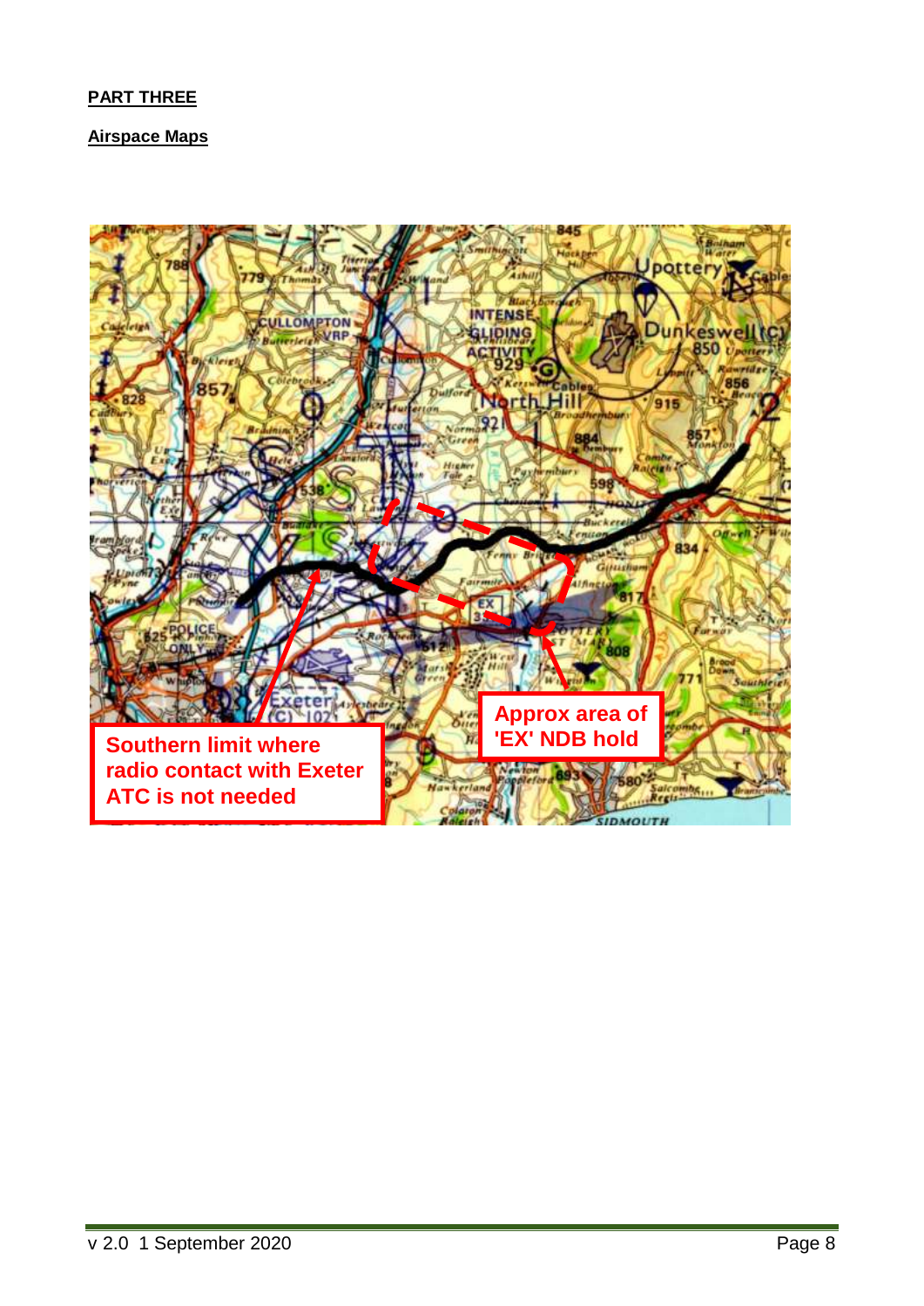**PART THREE**

**Airspace Maps**

Southern limit where radio contact with Exeter ATC is not needed

Approx area of 'EX' NDB hold